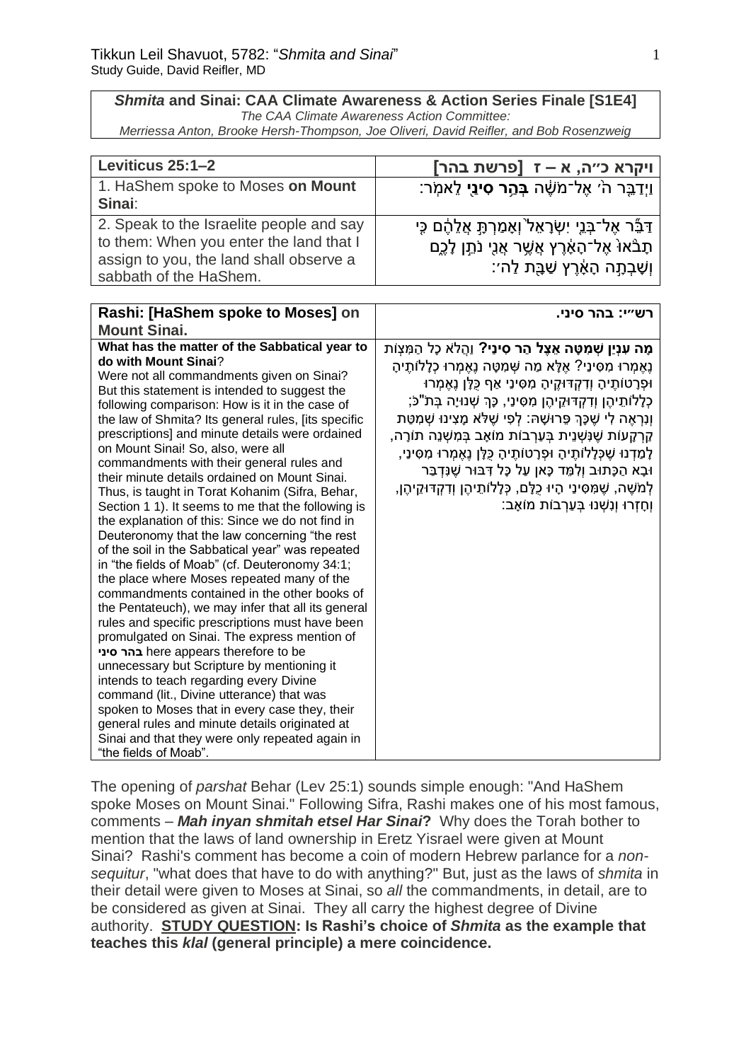Tikkun Leil Shavuot, 5782: "*Shmita and Sinai*"
Study Guide, David Reifler, MD

**Shmita and Sinai: CAA Climate Awareness & Action Series Finale [S1E4]**
*The CAA Climate Awareness Action Committee:*
*Merriessa Anton, Brooke Hersh-Thompson, Joe Oliveri, David Reifler, and Bob Rosenzweig*

| **Leviticus 25:1–2** | **ויקרא כ״ה, א – ז [פרשת בהר]** |
|---|---|
| 1. HaShem spoke to Moses **on Mount Sinai**: | וַיְדַבֵּ֤ר ה׳ אֶל־מֹשֶׁ֔ה **בְּהַ֥ר סִינַ֖י** לֵאמֹֽר׃ |
| 2. Speak to the Israelite people and say to them: When you enter the land that I assign to you, the land shall observe a sabbath of the HaShem. | דַּבֵּ֞ר אֶל־בְּנֵ֤י יִשְׂרָאֵל֙ וְאָמַרְתָּ֣ אֲלֵהֶ֔ם כִּ֤י תָבֹ֙אוּ֙ אֶל־הָאָ֔רֶץ אֲשֶׁ֖ר אֲנִ֣י נֹתֵ֣ן לָכֶ֑ם וְשָׁבְתָ֣ה הָאָ֔רֶץ שַׁבָּ֖ת לַה׳׃ |

| **Rashi: [HaShem spoke to Moses] on Mount Sinai.** | **רש״י: בהר סיני.** |
|---|---|
| **What has the matter of the Sabbatical year to do with Mount Sinai**? Were not all commandments given on Sinai? But this statement is intended to suggest the following comparison: How is it in the case of the law of Shmita? Its general rules, [its specific prescriptions] and minute details were ordained on Mount Sinai! So, also, were all commandments with their general rules and their minute details ordained on Mount Sinai. Thus, is taught in Torat Kohanim (Sifra, Behar, Section 1 1). It seems to me that the following is the explanation of this: Since we do not find in Deuteronomy that the law concerning "the rest of the soil in the Sabbatical year" was repeated in "the fields of Moab" (cf. Deuteronomy 34:1; the place where Moses repeated many of the commandments contained in the other books of the Pentateuch), we may infer that all its general rules and specific prescriptions must have been promulgated on Sinai. The express mention of **בהר סיני** here appears therefore to be unnecessary but Scripture by mentioning it intends to teach regarding every Divine command (lit., Divine utterance) that was spoken to Moses that in every case they, their general rules and minute details originated at Sinai and that they were only repeated again in "the fields of Moab". | **מַה עִנְיַן שְׁמִטָּה אֵצֶל הַר סִינַי?** וַהֲלֹא כָל הַמִּצְוֹת נֶאֶמְרוּ מִסִּינַי? אֶלָּא מַה שְּׁמִטָּה נֶאֶמְרוּ כְלָלוֹתֶיהָ וּפְרָטוֹתֶיהָ וְדִקְדּוּקֶיהָ מִסִּינַי אַף כֻּלָּן נֶאֶמְרוּ כְלָלוֹתֵיהֶן וְדִקְדּוּקֵיהֶן מִסִּינַי, כָּךְ שְׁנוּיָה בְּת"כּ; וְנִרְאֶה לִי שֶׁכָּךְ פֵּרוּשָׁהּ: לְפִי שֶׁלֹּא מָצִינוּ שְׁמִטַּת קַרְקָעוֹת שֶׁנִּשְׁנֵית בְּעַרְבוֹת מוֹאָב בְּמִשְׁנֵה תוֹרָה, לָמַדְנוּ שֶׁכְּלָלוֹתֶיהָ וּפְרָטוֹתֶיהָ כֻּלָּן נֶאֶמְרוּ מִסִּינַי, וּבָא הַכָּתוּב וְלִמֵּד כָּאן עַל כָּל דִּבּוּר שֶׁנִּדְבַּר לְמֹשֶׁה, שֶׁמִּסִּינַי הָיוּ כֻלָּם, כְּלָלוֹתֵיהֶן וְדִקְדּוּקֵיהֶן, וְחָזְרוּ וְנִשְׁנוּ בְּעַרְבוֹת מוֹאָב: |

The opening of *parshat* Behar (Lev 25:1) sounds simple enough: "And HaShem spoke Moses on Mount Sinai." Following Sifra, Rashi makes one of his most famous, comments – ***Mah inyan shmitah etsel Har Sinai*?** Why does the Torah bother to mention that the laws of land ownership in Eretz Yisrael were given at Mount Sinai? Rashi's comment has become a coin of modern Hebrew parlance for a *non-sequitur*, "what does that have to do with anything?" But, just as the laws of *shmita* in their detail were given to Moses at Sinai, so *all* the commandments, in detail, are to be considered as given at Sinai. They all carry the highest degree of Divine authority. **STUDY QUESTION: Is Rashi's choice of *Shmita* as the example that teaches this *klal* (general principle) a mere coincidence.**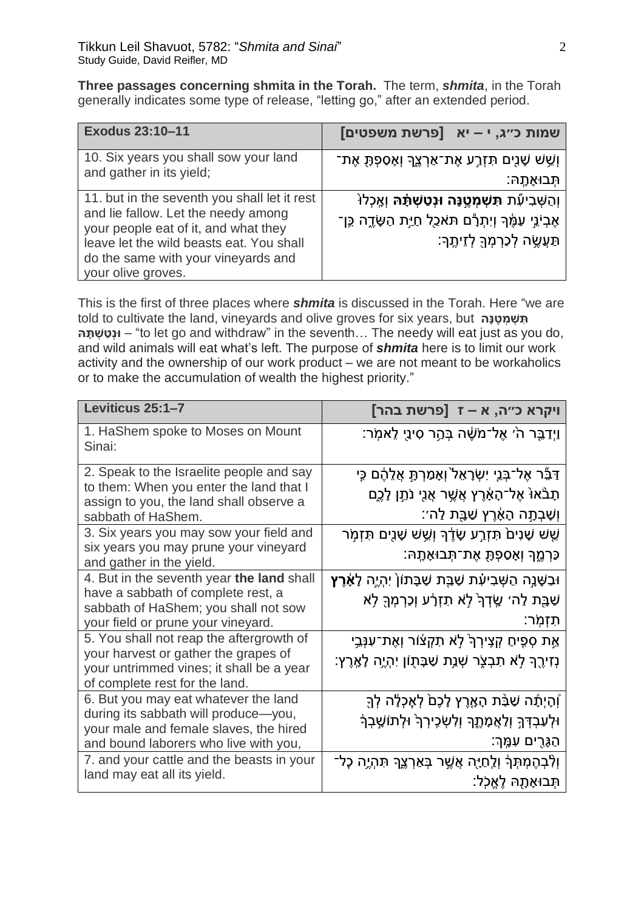**Three passages concerning shmita in the Torah.** The term, ***shmita***, in the Torah generally indicates some type of release, "letting go," after an extended period.

| **Exodus 23:10–11** | **שמות כ״ג, י – יא [פרשת משפטים]** |
|---|---|
| 10. Six years you shall sow your land and gather in its yield; | וְשֵׁשׁ שָׁנִים תִּזְרַע אֶת־אַרְצֶךָ וְאָסַפְתָּ אֶת־תְּבוּאָתָהּ׃ |
| 11. but in the seventh you shall let it rest and lie fallow. Let the needy among your people eat of it, and what they leave let the wild beasts eat. You shall do the same with your vineyards and your olive groves. | וְהַשְּׁבִיעִת **תִּשְׁמְטֶנָּה וּנְטַשְׁתָּהּ** וְאָכְלוּ אֶבְיֹנֵי עַמֶּךָ וְיִתְרָם תֹּאכַל חַיַּת הַשָּׂדֶה כֵּן־תַּעֲשֶׂה לְכַרְמְךָ לְזֵיתֶךָ׃ |

This is the first of three places where ***shmita*** is discussed in the Torah. Here "we are told to cultivate the land, vineyards and olive groves for six years, but **תִּשְׁמְטֶנָּה וּנְטַשְׁתָּהּ** – "to let go and withdraw" in the seventh… The needy will eat just as you do, and wild animals will eat what's left. The purpose of ***shmita*** here is to limit our work activity and the ownership of our work product – we are not meant to be workaholics or to make the accumulation of wealth the highest priority."

| **Leviticus 25:1–7** | **ויקרא כ״ה, א – ז [פרשת בהר]** |
|---|---|
| 1. HaShem spoke to Moses on Mount Sinai: | וַיְדַבֵּר ה׳ אֶל־מֹשֶׁה בְּהַר סִינַי לֵאמֹר׃ |
| 2. Speak to the Israelite people and say to them: When you enter the land that I assign to you, the land shall observe a sabbath of HaShem. | דַּבֵּר אֶל־בְּנֵי יִשְׂרָאֵל וְאָמַרְתָּ אֲלֵהֶם כִּי תָבֹאוּ אֶל־הָאָרֶץ אֲשֶׁר אֲנִי נֹתֵן לָכֶם וְשָׁבְתָה הָאָרֶץ שַׁבָּת לַה׳׃ |
| 3. Six years you may sow your field and six years you may prune your vineyard and gather in the yield. | שֵׁשׁ שָׁנִים תִּזְרַע שָׂדֶךָ וְשֵׁשׁ שָׁנִים תִּזְמֹר כַּרְמֶךָ וְאָסַפְתָּ אֶת־תְּבוּאָתָהּ׃ |
| 4. But in the seventh year **the land** shall have a sabbath of complete rest, a sabbath of HaShem; you shall not sow your field or prune your vineyard. | וּבַשָּׁנָה הַשְּׁבִיעִת שַׁבַּת שַׁבָּתוֹן יִהְיֶה **לָאָרֶץ** שַׁבָּת לַה׳ שָׂדְךָ לֹא תִזְרָע וְכַרְמְךָ לֹא תִזְמֹר׃ |
| 5. You shall not reap the aftergrowth of your harvest or gather the grapes of your untrimmed vines; it shall be a year of complete rest for the land. | אֵת סְפִיחַ קְצִירְךָ לֹא תִקְצוֹר וְאֶת־עִנְּבֵי נְזִירֶךָ לֹא תִבְצֹר שְׁנַת שַׁבָּתוֹן יִהְיֶה לָאָרֶץ׃ |
| 6. But you may eat whatever the land during its sabbath will produce—you, your male and female slaves, the hired and bound laborers who live with you, | וְהָיְתָה שַׁבַּת הָאָרֶץ לָכֶם לְאָכְלָה לְךָ וּלְעַבְדְּךָ וְלַאֲמָתֶךָ וְלִשְׂכִירְךָ וּלְתוֹשָׁבְךָ הַגָּרִים עִמָּךְ׃ |
| 7. and your cattle and the beasts in your land may eat all its yield. | וְלִבְהֶמְתְּךָ וְלַחַיָּה אֲשֶׁר בְּאַרְצֶךָ תִּהְיֶה כָל־תְּבוּאָתָהּ לֶאֱכֹל׃ |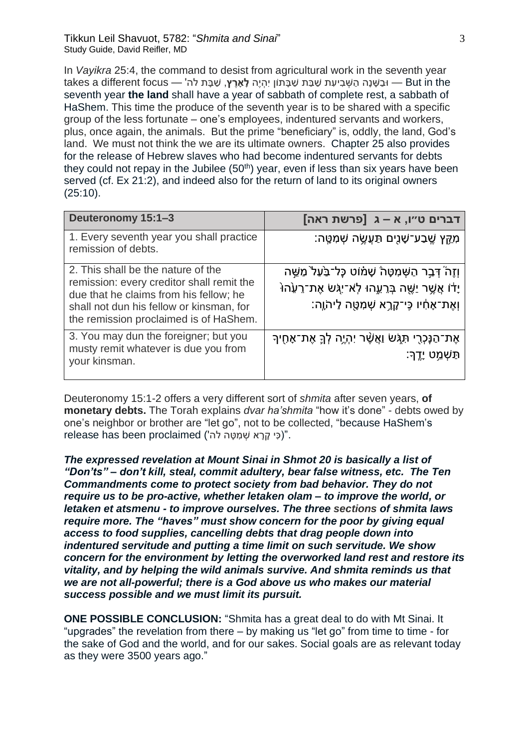In *Vayikra* 25:4, the command to desist from agricultural work in the seventh year takes a different focus — וּבַשָּׁנָה הַשְּׁבִיעִת שַׁבַּת שַׁבָּתוֹן יִהְיֶה **לָאָרֶץ**, שַׁבָּת לה' — But in the seventh year **the land** shall have a year of sabbath of complete rest, a sabbath of HaShem. This time the produce of the seventh year is to be shared with a specific group of the less fortunate – one's employees, indentured servants and workers, plus, once again, the animals. But the prime "beneficiary" is, oddly, the land, God's land. We must not think the we are its ultimate owners. Chapter 25 also provides for the release of Hebrew slaves who had become indentured servants for debts they could not repay in the Jubilee (50th) year, even if less than six years have been served (cf. Ex 21:2), and indeed also for the return of land to its original owners (25:10).

| Deuteronomy 15:1–3 | דברים ט״ו, א – ג [פרשת ראה] |
|---|---|
| 1. Every seventh year you shall practice remission of debts. | מִקֵּץ שֶׁבַע־שָׁנִים תַּעֲשֶׂה שְׁמִטָּה׃ |
| 2. This shall be the nature of the remission: every creditor shall remit the due that he claims from his fellow; he shall not dun his fellow or kinsman, for the remission proclaimed is of HaShem. | וְזֶה֮ דְּבַ֣ר הַשְּׁמִטָּה֒ שָׁמ֗וֹט כָּל־בַּ֙עַל֙ מַשֵּׁ֣ה יָד֔וֹ אֲשֶׁ֥ר יַשֶּׁ֖ה בְּרֵעֵ֑הוּ לֹֽא־יִגֹּ֤שׂ אֶת־רֵעֵ֙הוּ֙ וְאֶת־אָחִ֔יו כִּֽי־קָרָ֥א שְׁמִטָּ֖ה לַיהוָֽה׃ |
| 3. You may dun the foreigner; but you musty remit whatever is due you from your kinsman. | אֶת־הַנָּכְרִ֖י תִּגֹּ֑שׂ וַאֲשֶׁ֨ר יִהְיֶ֥ה לְךָ֛ אֶת־אָחִ֖יךָ תַּשְׁמֵ֥ט יָדֶֽךָ׃ |

Deuteronomy 15:1-2 offers a very different sort of *shmita* after seven years, **of monetary debts.** The Torah explains *dvar ha'shmita* "how it's done" - debts owed by one's neighbor or brother are "let go", not to be collected, "because HaShem's release has been proclaimed (כִּי קָרָא שְׁמִטָּה לה')".

***The expressed revelation at Mount Sinai in Shmot 20 is basically a list of "Don'ts" – don't kill, steal, commit adultery, bear false witness, etc. The Ten Commandments come to protect society from bad behavior. They do not require us to be pro-active, whether letaken olam – to improve the world, or letaken et atsmenu - to improve ourselves. The three sections of shmita laws require more. The "haves" must show concern for the poor by giving equal access to food supplies, cancelling debts that drag people down into indentured servitude and putting a time limit on such servitude. We show concern for the environment by letting the overworked land rest and restore its vitality, and by helping the wild animals survive. And shmita reminds us that we are not all-powerful; there is a God above us who makes our material success possible and we must limit its pursuit.***

**ONE POSSIBLE CONCLUSION:** "Shmita has a great deal to do with Mt Sinai. It "upgrades" the revelation from there – by making us "let go" from time to time - for the sake of God and the world, and for our sakes. Social goals are as relevant today as they were 3500 years ago."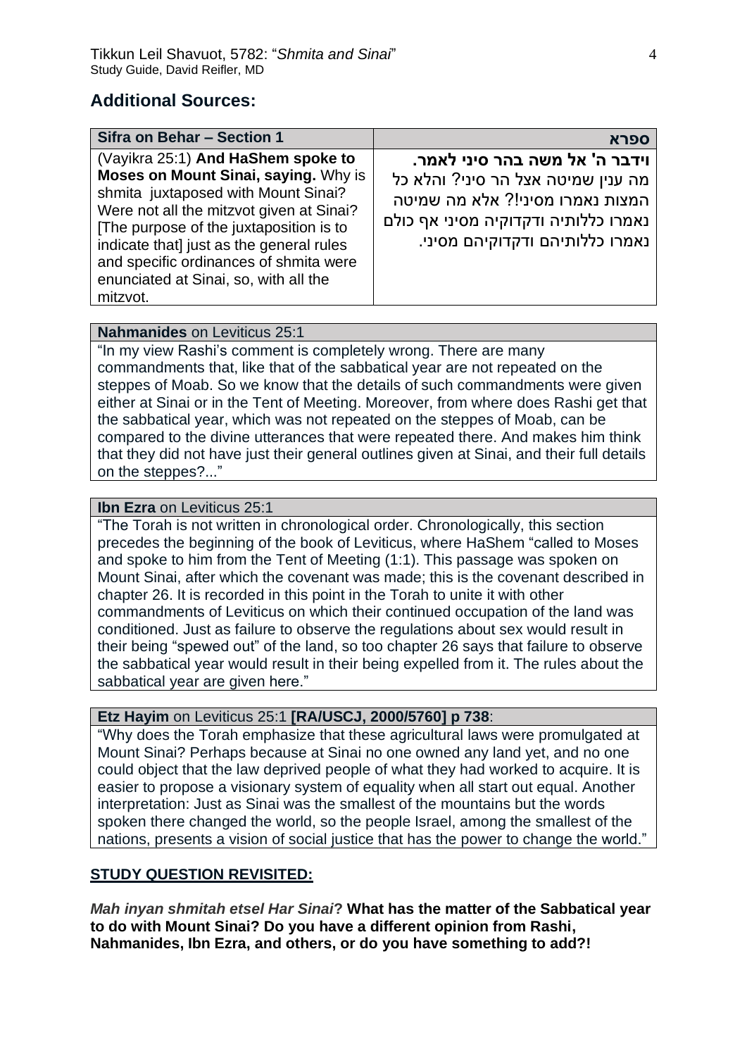## Additional Sources:

| Sifra on Behar – Section 1 | ספרא |
|---|---|
| (Vayikra 25:1) **And HaShem spoke to Moses on Mount Sinai, saying.** Why is shmita juxtaposed with Mount Sinai? Were not all the mitzvot given at Sinai? [The purpose of the juxtaposition is to indicate that] just as the general rules and specific ordinances of shmita were enunciated at Sinai, so, with all the mitzvot. | **וידבר ה' אל משה בהר סיני לאמר.** מה ענין שמיטה אצל הר סיני? והלא כל המצות נאמרו מסיני!? אלא מה שמיטה נאמרו כללותיה ודקדוקיה מסיני אף כולם נאמרו כללותיהם ודקדוקיהם מסיני. |

| **Nahmanides** on Leviticus 25:1 |
|---|
| "In my view Rashi's comment is completely wrong. There are many commandments that, like that of the sabbatical year are not repeated on the steppes of Moab. So we know that the details of such commandments were given either at Sinai or in the Tent of Meeting. Moreover, from where does Rashi get that the sabbatical year, which was not repeated on the steppes of Moab, can be compared to the divine utterances that were repeated there. And makes him think that they did not have just their general outlines given at Sinai, and their full details on the steppes?..." |

| **Ibn Ezra** on Leviticus 25:1 |
|---|
| "The Torah is not written in chronological order. Chronologically, this section precedes the beginning of the book of Leviticus, where HaShem "called to Moses and spoke to him from the Tent of Meeting (1:1). This passage was spoken on Mount Sinai, after which the covenant was made; this is the covenant described in chapter 26. It is recorded in this point in the Torah to unite it with other commandments of Leviticus on which their continued occupation of the land was conditioned. Just as failure to observe the regulations about sex would result in their being "spewed out" of the land, so too chapter 26 says that failure to observe the sabbatical year would result in their being expelled from it. The rules about the sabbatical year are given here." |

| **Etz Hayim** on Leviticus 25:1 **[RA/USCJ, 2000/5760] p 738**: |
|---|
| "Why does the Torah emphasize that these agricultural laws were promulgated at Mount Sinai? Perhaps because at Sinai no one owned any land yet, and no one could object that the law deprived people of what they had worked to acquire. It is easier to propose a visionary system of equality when all start out equal. Another interpretation: Just as Sinai was the smallest of the mountains but the words spoken there changed the world, so the people Israel, among the smallest of the nations, presents a vision of social justice that has the power to change the world." |

**STUDY QUESTION REVISITED:**

***Mah inyan shmitah etsel Har Sinai*? What has the matter of the Sabbatical year to do with Mount Sinai? Do you have a different opinion from Rashi, Nahmanides, Ibn Ezra, and others, or do you have something to add?!**